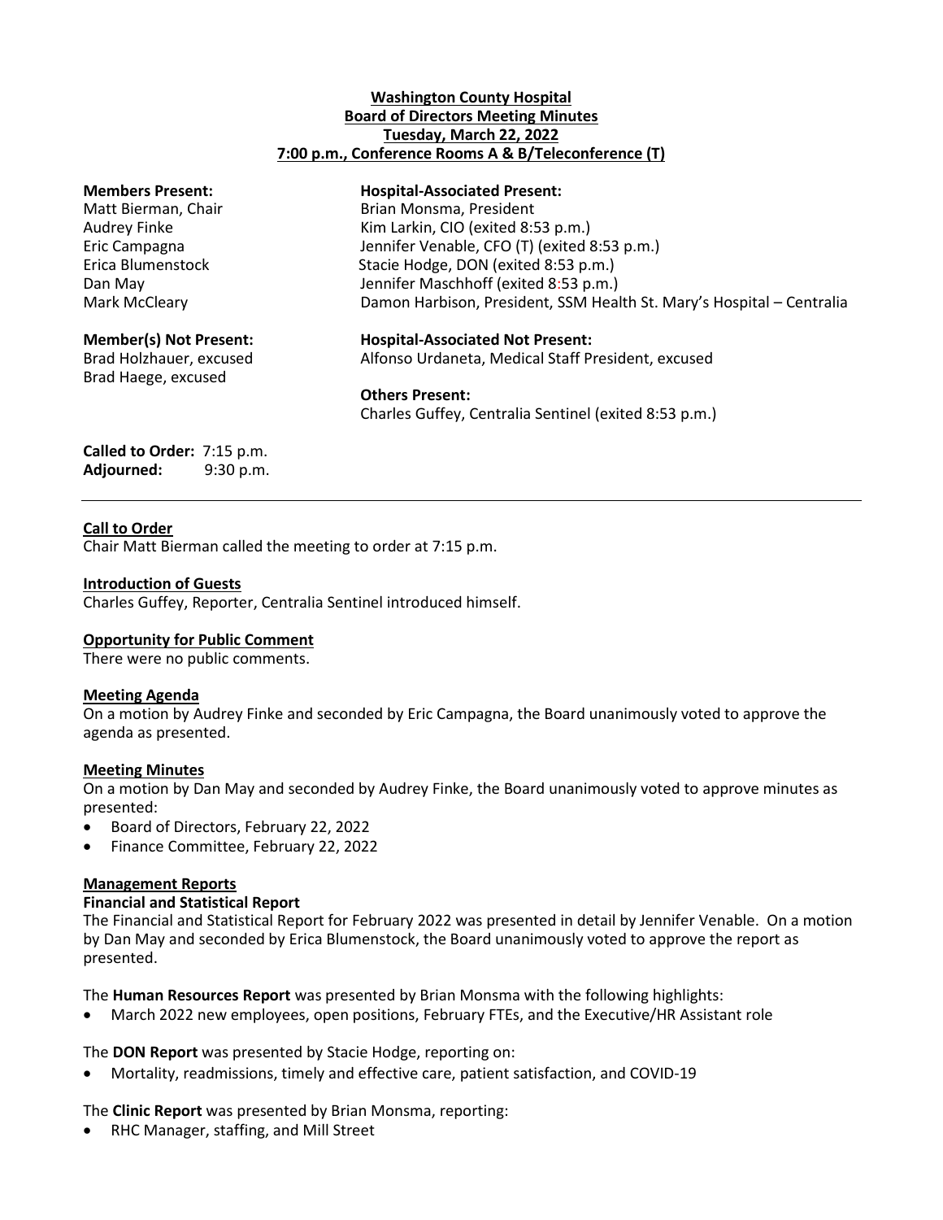**Washington County Hospital**
**Board of Directors Meeting Minutes**
**Tuesday, March 22, 2022**
**7:00 p.m., Conference Rooms A & B/Teleconference (T)**

**Members Present:**
Matt Bierman, Chair
Audrey Finke
Eric Campagna
Erica Blumenstock
Dan May
Mark McCleary

**Hospital-Associated Present:**
Brian Monsma, President
Kim Larkin, CIO (exited 8:53 p.m.)
Jennifer Venable, CFO (T) (exited 8:53 p.m.)
Stacie Hodge, DON (exited 8:53 p.m.)
Jennifer Maschhoff (exited 8:53 p.m.)
Damon Harbison, President, SSM Health St. Mary's Hospital – Centralia

**Member(s) Not Present:**
Brad Holzhauer, excused
Brad Haege, excused

**Hospital-Associated Not Present:**
Alfonso Urdaneta, Medical Staff President, excused

**Others Present:**
Charles Guffey, Centralia Sentinel (exited 8:53 p.m.)

**Called to Order:** 7:15 p.m.
**Adjourned:** 9:30 p.m.

---

**Call to Order**
Chair Matt Bierman called the meeting to order at 7:15 p.m.

**Introduction of Guests**
Charles Guffey, Reporter, Centralia Sentinel introduced himself.

**Opportunity for Public Comment**
There were no public comments.

**Meeting Agenda**
On a motion by Audrey Finke and seconded by Eric Campagna, the Board unanimously voted to approve the agenda as presented.

**Meeting Minutes**
On a motion by Dan May and seconded by Audrey Finke, the Board unanimously voted to approve minutes as presented:

- Board of Directors, February 22, 2022
- Finance Committee, February 22, 2022

**Management Reports**
**Financial and Statistical Report**
The Financial and Statistical Report for February 2022 was presented in detail by Jennifer Venable. On a motion by Dan May and seconded by Erica Blumenstock, the Board unanimously voted to approve the report as presented.

The **Human Resources Report** was presented by Brian Monsma with the following highlights:

- March 2022 new employees, open positions, February FTEs, and the Executive/HR Assistant role

The **DON Report** was presented by Stacie Hodge, reporting on:

- Mortality, readmissions, timely and effective care, patient satisfaction, and COVID-19

The **Clinic Report** was presented by Brian Monsma, reporting:

- RHC Manager, staffing, and Mill Street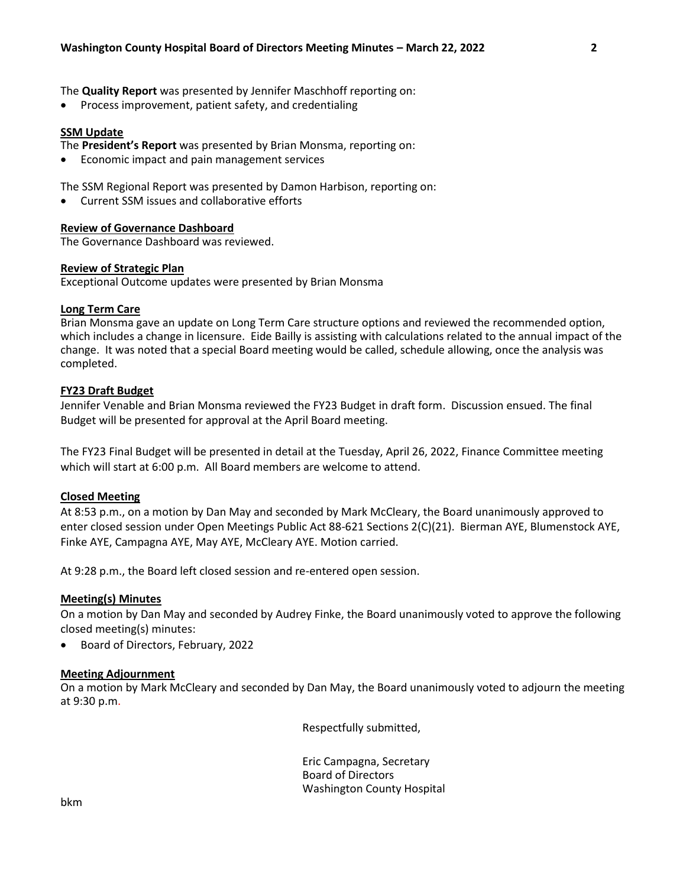The **Quality Report** was presented by Jennifer Maschhoff reporting on:

- Process improvement, patient safety, and credentialing

**SSM Update**

The **President's Report** was presented by Brian Monsma, reporting on:

- Economic impact and pain management services

The SSM Regional Report was presented by Damon Harbison, reporting on:

- Current SSM issues and collaborative efforts

**Review of Governance Dashboard**

The Governance Dashboard was reviewed.

**Review of Strategic Plan**

Exceptional Outcome updates were presented by Brian Monsma

**Long Term Care**

Brian Monsma gave an update on Long Term Care structure options and reviewed the recommended option, which includes a change in licensure. Eide Bailly is assisting with calculations related to the annual impact of the change. It was noted that a special Board meeting would be called, schedule allowing, once the analysis was completed.

**FY23 Draft Budget**

Jennifer Venable and Brian Monsma reviewed the FY23 Budget in draft form. Discussion ensued. The final Budget will be presented for approval at the April Board meeting.

The FY23 Final Budget will be presented in detail at the Tuesday, April 26, 2022, Finance Committee meeting which will start at 6:00 p.m. All Board members are welcome to attend.

**Closed Meeting**

At 8:53 p.m., on a motion by Dan May and seconded by Mark McCleary, the Board unanimously approved to enter closed session under Open Meetings Public Act 88-621 Sections 2(C)(21). Bierman AYE, Blumenstock AYE, Finke AYE, Campagna AYE, May AYE, McCleary AYE. Motion carried.

At 9:28 p.m., the Board left closed session and re-entered open session.

**Meeting(s) Minutes**

On a motion by Dan May and seconded by Audrey Finke, the Board unanimously voted to approve the following closed meeting(s) minutes:

- Board of Directors, February, 2022

**Meeting Adjournment**

On a motion by Mark McCleary and seconded by Dan May, the Board unanimously voted to adjourn the meeting at 9:30 p.m.

Respectfully submitted,

Eric Campagna, Secretary
Board of Directors
Washington County Hospital

bkm